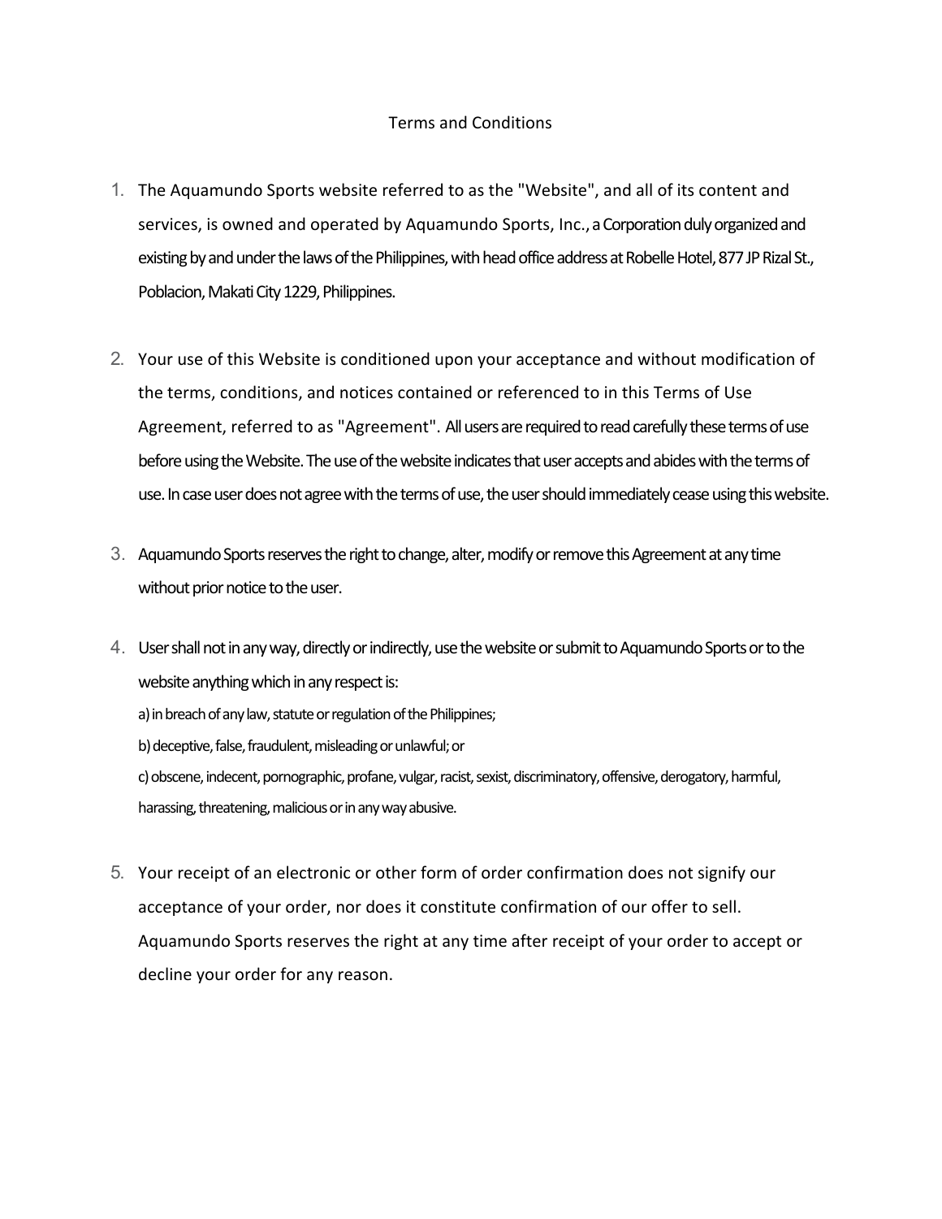# Terms and Conditions

1. The Aquamundo Sports website referred to as the "Website", and all of its content and services, is owned and operated by Aquamundo Sports, Inc., a Corporation duly organized and existing by and under the laws of the Philippines, with head office address at Robelle Hotel, 877 JP Rizal St., Poblacion, Makati City 1229, Philippines.

2. Your use of this Website is conditioned upon your acceptance and without modification of the terms, conditions, and notices contained or referenced to in this Terms of Use Agreement, referred to as "Agreement". All users are required to read carefully these terms of use before using the Website. The use of the website indicates that user accepts and abides with the terms of use. In case user does not agree with the terms of use, the user should immediately cease using this website.

3. Aquamundo Sports reserves the right to change, alter, modify or remove this Agreement at any time without prior notice to the user.

4. User shall not in any way, directly or indirectly, use the website or submit to Aquamundo Sports or to the website anything which in any respect is:
   a) in breach of any law, statute or regulation of the Philippines;
   b) deceptive, false, fraudulent, misleading or unlawful; or
   c) obscene, indecent, pornographic, profane, vulgar, racist, sexist, discriminatory, offensive, derogatory, harmful, harassing, threatening, malicious or in any way abusive.

5. Your receipt of an electronic or other form of order confirmation does not signify our acceptance of your order, nor does it constitute confirmation of our offer to sell. Aquamundo Sports reserves the right at any time after receipt of your order to accept or decline your order for any reason.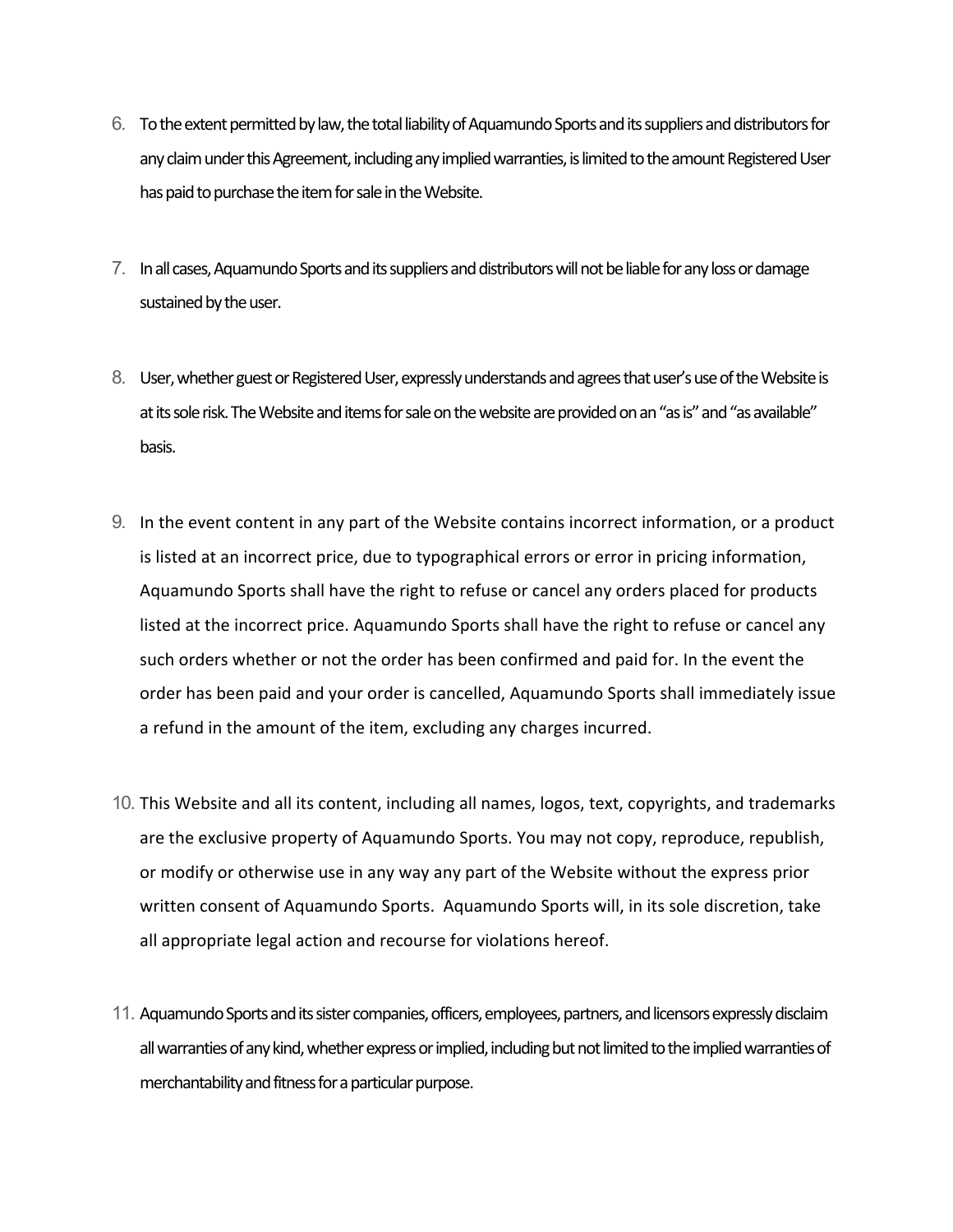6. To the extent permitted by law, the total liability of Aquamundo Sports and its suppliers and distributors for any claim under this Agreement, including any implied warranties, is limited to the amount Registered User has paid to purchase the item for sale in the Website.

7. In all cases, Aquamundo Sports and its suppliers and distributors will not be liable for any loss or damage sustained by the user.

8. User, whether guest or Registered User, expressly understands and agrees that user's use of the Website is at its sole risk. The Website and items for sale on the website are provided on an "as is" and "as available" basis.

9. In the event content in any part of the Website contains incorrect information, or a product is listed at an incorrect price, due to typographical errors or error in pricing information, Aquamundo Sports shall have the right to refuse or cancel any orders placed for products listed at the incorrect price. Aquamundo Sports shall have the right to refuse or cancel any such orders whether or not the order has been confirmed and paid for. In the event the order has been paid and your order is cancelled, Aquamundo Sports shall immediately issue a refund in the amount of the item, excluding any charges incurred.

10. This Website and all its content, including all names, logos, text, copyrights, and trademarks are the exclusive property of Aquamundo Sports. You may not copy, reproduce, republish, or modify or otherwise use in any way any part of the Website without the express prior written consent of Aquamundo Sports. Aquamundo Sports will, in its sole discretion, take all appropriate legal action and recourse for violations hereof.

11. Aquamundo Sports and its sister companies, officers, employees, partners, and licensors expressly disclaim all warranties of any kind, whether express or implied, including but not limited to the implied warranties of merchantability and fitness for a particular purpose.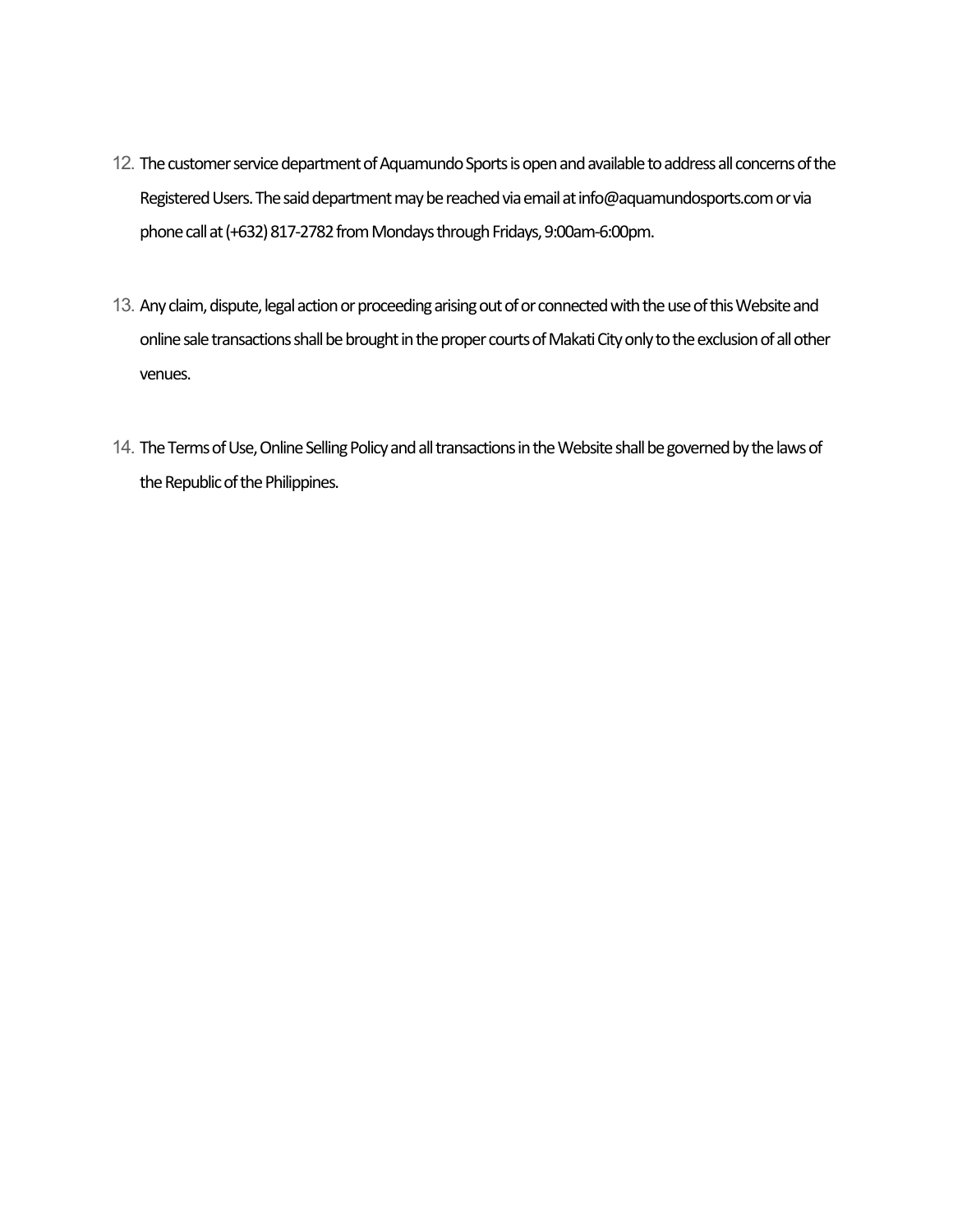12. The customer service department of Aquamundo Sports is open and available to address all concerns of the Registered Users. The said department may be reached via email at info@aquamundosports.com or via phone call at (+632) 817-2782 from Mondays through Fridays, 9:00am-6:00pm.

13. Any claim, dispute, legal action or proceeding arising out of or connected with the use of this Website and online sale transactions shall be brought in the proper courts of Makati City only to the exclusion of all other venues.

14. The Terms of Use, Online Selling Policy and all transactions in the Website shall be governed by the laws of the Republic of the Philippines.